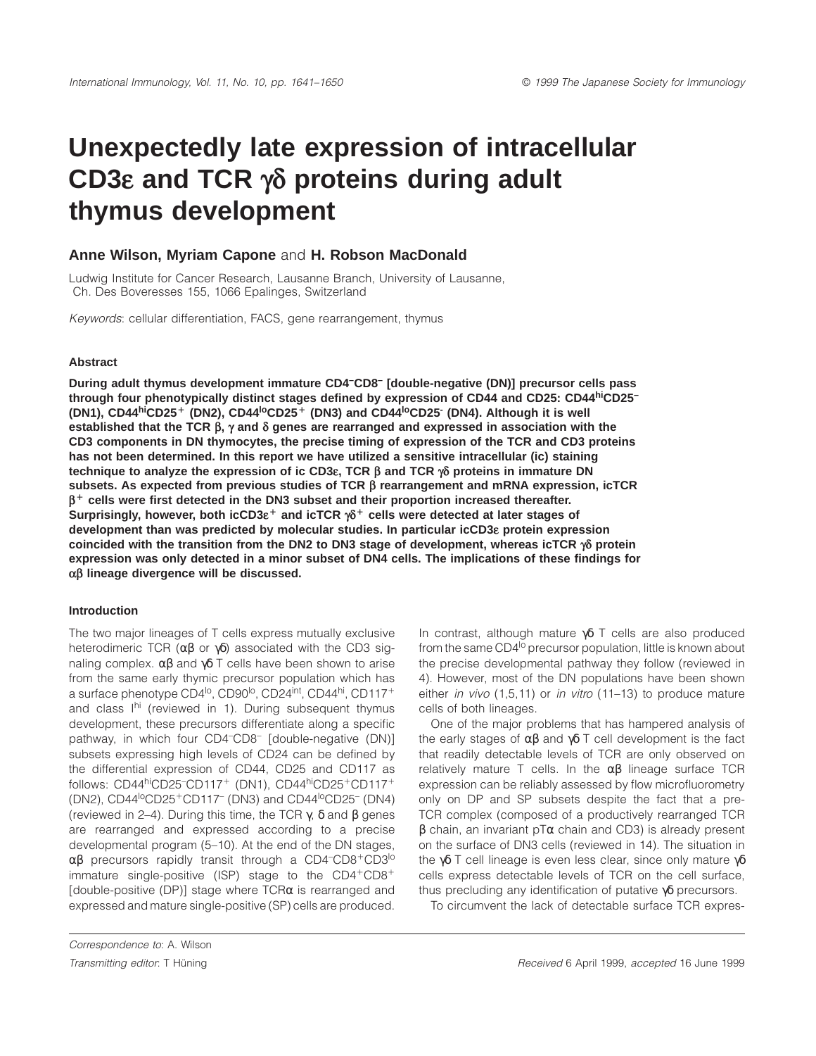# Unexpectedly late expression of intracellular CD3ε and TCR γδ proteins during adult thymus development

**Anne Wilson, Myriam Capone** and **H. Robson MacDonald**

Ludwig Institute for Cancer Research, Lausanne Branch, University of Lausanne, Ch. Des Boveresses 155, 1066 Epalinges, Switzerland

*Keywords*: cellular differentiation, FACS, gene rearrangement, thymus

### Abstract

**During adult thymus development immature $CD4^-CD8^-$ [double-negative (DN)] precursor cells pass through four phenotypically distinct stages defined by expression of CD44 and CD25: $CD44^{hi}CD25^-$ (DN1), $CD44^{hi}CD25^+$ (DN2), $CD44^{lo}CD25^+$ (DN3) and $CD44^{lo}CD25^-$ (DN4). Although it is well established that the TCR β, γ and δ genes are rearranged and expressed in association with the CD3 components in DN thymocytes, the precise timing of expression of the TCR and CD3 proteins has not been determined. In this report we have utilized a sensitive intracellular (ic) staining technique to analyze the expression of ic CD3ε, TCR β and TCR γδ proteins in immature DN subsets. As expected from previous studies of TCR β rearrangement and mRNA expression, icTCR $\beta^+$ cells were first detected in the DN3 subset and their proportion increased thereafter. Surprisingly, however, both icCD3$\varepsilon^+$ and icTCR $\gamma\delta^+$ cells were detected at later stages of development than was predicted by molecular studies. In particular icCD3ε protein expression coincided with the transition from the DN2 to DN3 stage of development, whereas icTCR γδ protein expression was only detected in a minor subset of DN4 cells. The implications of these findings for αβ lineage divergence will be discussed.**

### Introduction

The two major lineages of T cells express mutually exclusive heterodimeric TCR (αβ or γδ) associated with the CD3 signaling complex. αβ and γδ T cells have been shown to arise from the same early thymic precursor population which has a surface phenotype $CD4^{lo}$, $CD90^{lo}$, $CD24^{int}$, $CD44^{hi}$, $CD117^+$ and class $I^{hi}$ (reviewed in 1). During subsequent thymus development, these precursors differentiate along a specific pathway, in which four $CD4^-CD8^-$ [double-negative (DN)] subsets expressing high levels of CD24 can be defined by the differential expression of CD44, CD25 and CD117 as follows: $CD44^{hi}CD25^-CD117^+$ (DN1), $CD44^{hi}CD25^+CD117^+$ (DN2), $CD44^{lo}CD25^+CD117^-$ (DN3) and $CD44^{lo}CD25^-$ (DN4) (reviewed in 2–4). During this time, the TCR γ, δ and β genes are rearranged and expressed according to a precise developmental program (5–10). At the end of the DN stages, αβ precursors rapidly transit through a $CD4^-CD8^+CD3^{lo}$ immature single-positive (ISP) stage to the $CD4^+CD8^+$ [double-positive (DP)] stage where TCRα is rearranged and expressed and mature single-positive (SP) cells are produced. In contrast, although mature γδ T cells are also produced from the same $CD4^{lo}$ precursor population, little is known about the precise developmental pathway they follow (reviewed in 4). However, most of the DN populations have been shown either *in vivo* (1,5,11) or *in vitro* (11–13) to produce mature cells of both lineages.

One of the major problems that has hampered analysis of the early stages of αβ and γδ T cell development is the fact that readily detectable levels of TCR are only observed on relatively mature T cells. In the αβ lineage surface TCR expression can be reliably assessed by flow microfluorometry only on DP and SP subsets despite the fact that a pre-TCR complex (composed of a productively rearranged TCR β chain, an invariant pTα chain and CD3) is already present on the surface of DN3 cells (reviewed in 14). The situation in the γδ T cell lineage is even less clear, since only mature γδ cells express detectable levels of TCR on the cell surface, thus precluding any identification of putative γδ precursors.

To circumvent the lack of detectable surface TCR expres-

*Correspondence to*: A. Wilson

*Transmitting editor*: T Hüning

*Received* 6 April 1999, *accepted* 16 June 1999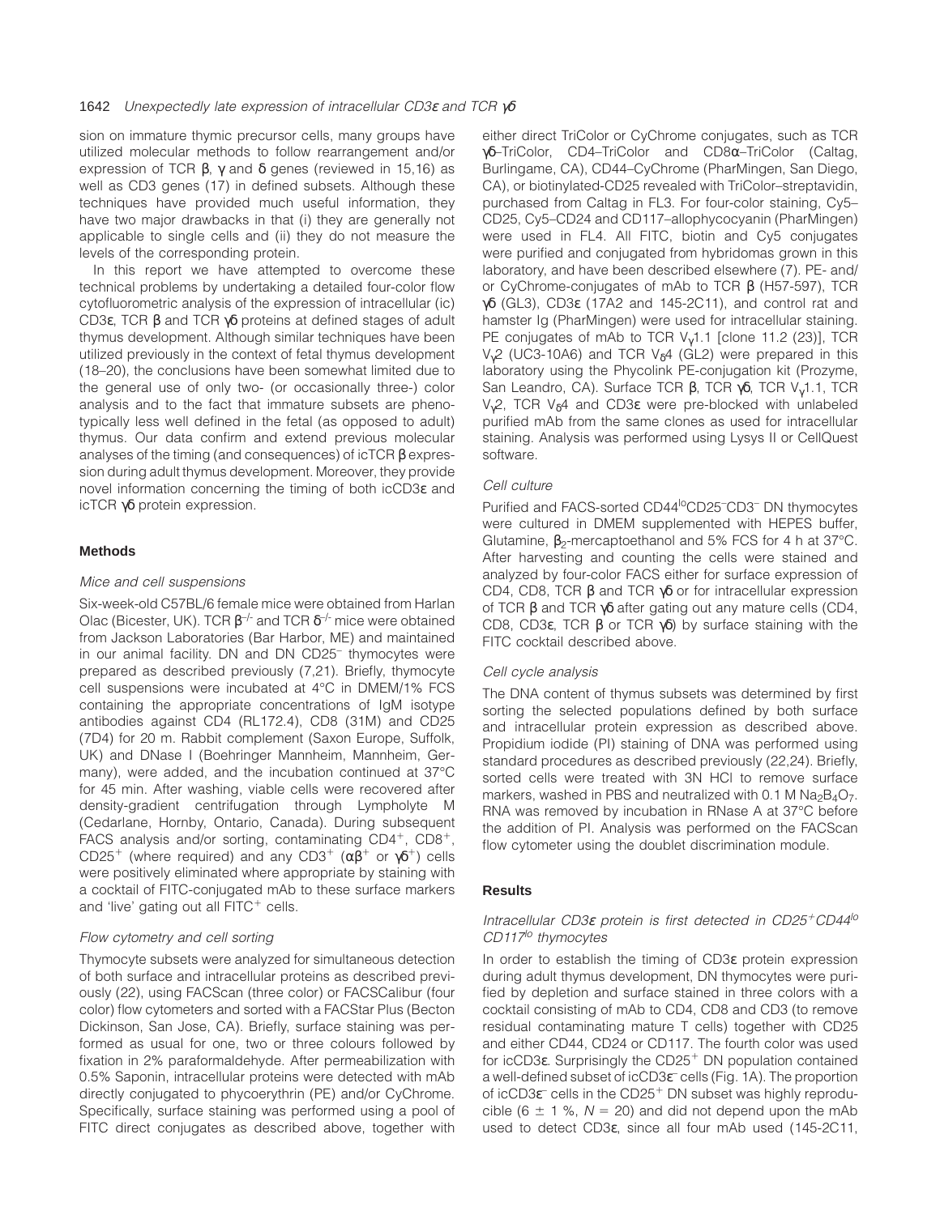sion on immature thymic precursor cells, many groups have utilized molecular methods to follow rearrangement and/or expression of TCR β, γ and δ genes (reviewed in 15,16) as well as CD3 genes (17) in defined subsets. Although these techniques have provided much useful information, they have two major drawbacks in that (i) they are generally not applicable to single cells and (ii) they do not measure the levels of the corresponding protein.

In this report we have attempted to overcome these technical problems by undertaking a detailed four-color flow cytofluorometric analysis of the expression of intracellular (ic) CD3ε, TCR β and TCR γδ proteins at defined stages of adult thymus development. Although similar techniques have been utilized previously in the context of fetal thymus development (18–20), the conclusions have been somewhat limited due to the general use of only two- (or occasionally three-) color analysis and to the fact that immature subsets are phenotypically less well defined in the fetal (as opposed to adult) thymus. Our data confirm and extend previous molecular analyses of the timing (and consequences) of icTCR β expression during adult thymus development. Moreover, they provide novel information concerning the timing of both icCD3ε and icTCR γδ protein expression.

## Methods

### *Mice and cell suspensions*

Six-week-old C57BL/6 female mice were obtained from Harlan Olac (Bicester, UK). TCR $\beta^{-/-}$ and TCR $\delta^{-/-}$ mice were obtained from Jackson Laboratories (Bar Harbor, ME) and maintained in our animal facility. DN and DN $CD25^-$ thymocytes were prepared as described previously (7,21). Briefly, thymocyte cell suspensions were incubated at 4°C in DMEM/1% FCS containing the appropriate concentrations of IgM isotype antibodies against CD4 (RL172.4), CD8 (31M) and CD25 (7D4) for 20 m. Rabbit complement (Saxon Europe, Suffolk, UK) and DNase I (Boehringer Mannheim, Mannheim, Germany), were added, and the incubation continued at 37°C for 45 min. After washing, viable cells were recovered after density-gradient centrifugation through Lympholyte M (Cedarlane, Hornby, Ontario, Canada). During subsequent FACS analysis and/or sorting, contaminating $CD4^+$, $CD8^+$, $CD25^+$ (where required) and any $CD3^+$ ($\alpha\beta^+$ or $\gamma\delta^+$) cells were positively eliminated where appropriate by staining with a cocktail of FITC-conjugated mAb to these surface markers and 'live' gating out all $FITC^+$ cells.

### *Flow cytometry and cell sorting*

Thymocyte subsets were analyzed for simultaneous detection of both surface and intracellular proteins as described previously (22), using FACScan (three color) or FACSCalibur (four color) flow cytometers and sorted with a FACStar Plus (Becton Dickinson, San Jose, CA). Briefly, surface staining was performed as usual for one, two or three colours followed by fixation in 2% paraformaldehyde. After permeabilization with 0.5% Saponin, intracellular proteins were detected with mAb directly conjugated to phycoerythrin (PE) and/or CyChrome. Specifically, surface staining was performed using a pool of FITC direct conjugates as described above, together with either direct TriColor or CyChrome conjugates, such as TCR γδ–TriColor, CD4–TriColor and CD8α–TriColor (Caltag, Burlingame, CA), CD44–CyChrome (PharMingen, San Diego, CA), or biotinylated-CD25 revealed with TriColor–streptavidin, purchased from Caltag in FL3. For four-color staining, Cy5–CD25, Cy5–CD24 and CD117–allophycocyanin (PharMingen) were used in FL4. All FITC, biotin and Cy5 conjugates were purified and conjugated from hybridomas grown in this laboratory, and have been described elsewhere (7). PE- and/or CyChrome-conjugates of mAb to TCR β (H57-597), TCR γδ (GL3), CD3ε (17A2 and 145-2C11), and control rat and hamster Ig (PharMingen) were used for intracellular staining. PE conjugates of mAb to TCR $V_\gamma1.1$ [clone 11.2 (23)], TCR $V_\gamma2$ (UC3-10A6) and TCR $V_\delta4$ (GL2) were prepared in this laboratory using the Phycolink PE-conjugation kit (Prozyme, San Leandro, CA). Surface TCR β, TCR γδ, TCR $V_\gamma1.1$, TCR $V_\gamma2$, TCR $V_\delta4$ and CD3ε were pre-blocked with unlabeled purified mAb from the same clones as used for intracellular staining. Analysis was performed using Lysys II or CellQuest software.

### *Cell culture*

Purified and FACS-sorted $CD44^{lo}CD25^-CD3^-$ DN thymocytes were cultured in DMEM supplemented with HEPES buffer, Glutamine, $\beta_2$-mercaptoethanol and 5% FCS for 4 h at 37°C. After harvesting and counting the cells were stained and analyzed by four-color FACS either for surface expression of CD4, CD8, TCR β and TCR γδ or for intracellular expression of TCR β and TCR γδ after gating out any mature cells (CD4, CD8, CD3ε, TCR β or TCR γδ) by surface staining with the FITC cocktail described above.

### *Cell cycle analysis*

The DNA content of thymus subsets was determined by first sorting the selected populations defined by both surface and intracellular protein expression as described above. Propidium iodide (PI) staining of DNA was performed using standard procedures as described previously (22,24). Briefly, sorted cells were treated with 3N HCl to remove surface markers, washed in PBS and neutralized with 0.1 M $Na_2B_4O_7$. RNA was removed by incubation in RNase A at 37°C before the addition of PI. Analysis was performed on the FACScan flow cytometer using the doublet discrimination module.

## Results

### *Intracellular CD3ε protein is first detected in $CD25^+CD44^{lo}CD117^{lo}$ thymocytes*

In order to establish the timing of CD3ε protein expression during adult thymus development, DN thymocytes were purified by depletion and surface stained in three colors with a cocktail consisting of mAb to CD4, CD8 and CD3 (to remove residual contaminating mature T cells) together with CD25 and either CD44, CD24 or CD117. The fourth color was used for icCD3ε. Surprisingly the $CD25^+$ DN population contained a well-defined subset of $icCD3\varepsilon^-$ cells (Fig. 1A). The proportion of $icCD3\varepsilon^-$ cells in the $CD25^+$ DN subset was highly reproducible ($6 \pm 1$ %, $N = 20$) and did not depend upon the mAb used to detect CD3ε, since all four mAb used (145-2C11,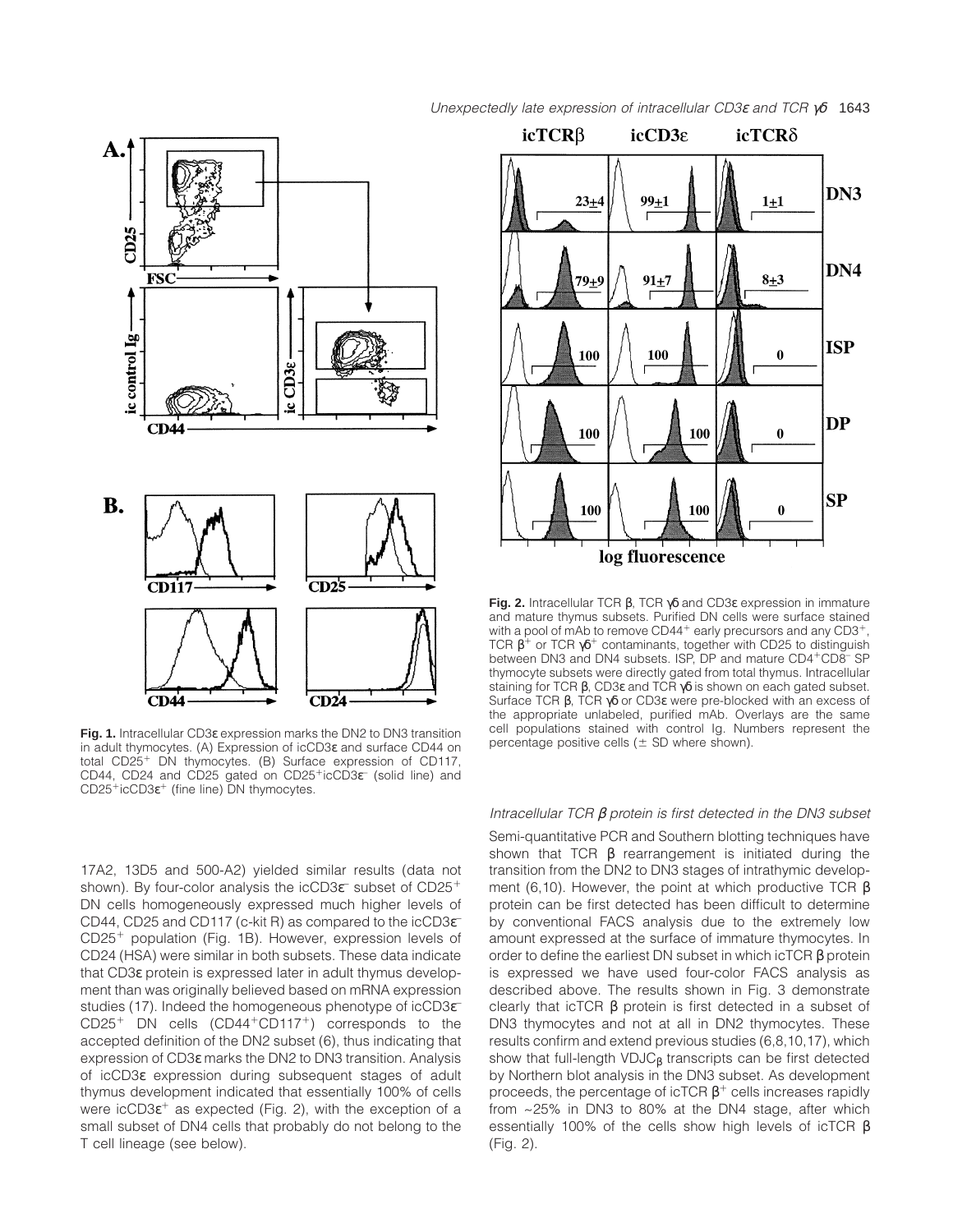**Fig. 1.** Intracellular CD3ε expression marks the DN2 to DN3 transition in adult thymocytes. (A) Expression of icCD3ε and surface CD44 on total $CD25^+$ DN thymocytes. (B) Surface expression of CD117, CD44, CD24 and CD25 gated on $CD25^+icCD3\varepsilon^-$ (solid line) and $CD25^+icCD3\varepsilon^+$ (fine line) DN thymocytes.

17A2, 13D5 and 500-A2) yielded similar results (data not shown). By four-color analysis the $icCD3\varepsilon^-$ subset of $CD25^+$ DN cells homogeneously expressed much higher levels of CD44, CD25 and CD117 (c-kit R) as compared to the $icCD3\varepsilon^-$ $CD25^+$ population (Fig. 1B). However, expression levels of CD24 (HSA) were similar in both subsets. These data indicate that CD3ε protein is expressed later in adult thymus development than was originally believed based on mRNA expression studies (17). Indeed the homogeneous phenotype of $icCD3\varepsilon^-$ $CD25^+$ DN cells ($CD44^+CD117^+$) corresponds to the accepted definition of the DN2 subset (6), thus indicating that expression of CD3ε marks the DN2 to DN3 transition. Analysis of icCD3ε expression during subsequent stages of adult thymus development indicated that essentially 100% of cells were $icCD3\varepsilon^+$ as expected (Fig. 2), with the exception of a small subset of DN4 cells that probably do not belong to the T cell lineage (see below).

**Fig. 2.** Intracellular TCR β, TCR γδ and CD3ε expression in immature and mature thymus subsets. Purified DN cells were surface stained with a pool of mAb to remove $CD44^+$ early precursors and any $CD3^+$, TCR $\beta^+$ or TCR $\gamma\delta^+$ contaminants, together with CD25 to distinguish between DN3 and DN4 subsets. ISP, DP and mature $CD4^+CD8^-$ SP thymocyte subsets were directly gated from total thymus. Intracellular staining for TCR β, CD3ε and TCR γδ is shown on each gated subset. Surface TCR β, TCR γδ or CD3ε were pre-blocked with an excess of the appropriate unlabeled, purified mAb. Overlays are the same cell populations stained with control Ig. Numbers represent the percentage positive cells (± SD where shown).

### *Intracellular TCR β protein is first detected in the DN3 subset*

Semi-quantitative PCR and Southern blotting techniques have shown that TCR β rearrangement is initiated during the transition from the DN2 to DN3 stages of intrathymic development (6,10). However, the point at which productive TCR β protein can be first detected has been difficult to determine by conventional FACS analysis due to the extremely low amount expressed at the surface of immature thymocytes. In order to define the earliest DN subset in which icTCR β protein is expressed we have used four-color FACS analysis as described above. The results shown in Fig. 3 demonstrate clearly that icTCR β protein is first detected in a subset of DN3 thymocytes and not at all in DN2 thymocytes. These results confirm and extend previous studies (6,8,10,17), which show that full-length $VDJC_\beta$ transcripts can be first detected by Northern blot analysis in the DN3 subset. As development proceeds, the percentage of icTCR $\beta^+$ cells increases rapidly from ~25% in DN3 to 80% at the DN4 stage, after which essentially 100% of the cells show high levels of icTCR β (Fig. 2).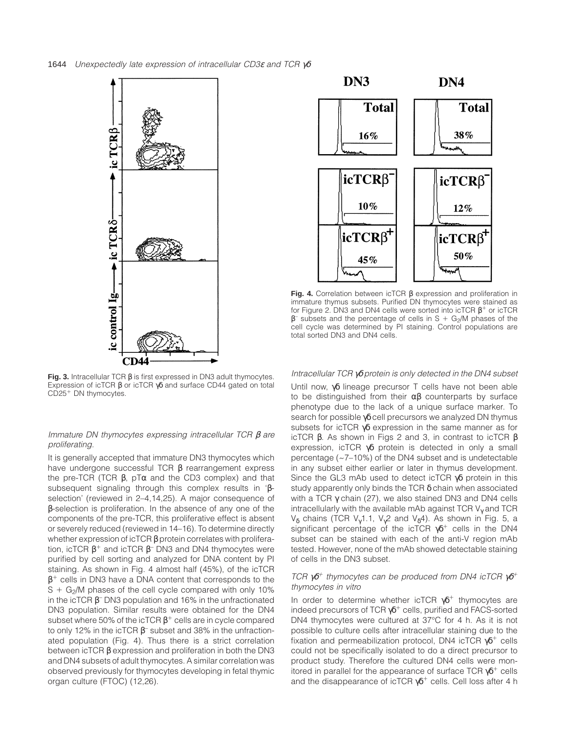ic TCRβ

ic TCRδ

ic control Ig

CD44

**Fig. 3.** Intracellular TCR β is first expressed in DN3 adult thymocytes. Expression of icTCR β or icTCR γδ and surface CD44 gated on total $CD25^+$ DN thymocytes.

DN3

DN4

Total

16%

Total

38%

icTCRβ⁻

10%

icTCRβ⁻

12%

icTCRβ⁺

45%

icTCRβ⁺

50%

**Fig. 4.** Correlation between icTCR β expression and proliferation in immature thymus subsets. Purified DN thymocytes were stained as for Figure 2. DN3 and DN4 cells were sorted into icTCR $\beta^+$ or icTCR $\beta^-$ subsets and the percentage of cells in S + $G_2$/M phases of the cell cycle was determined by PI staining. Control populations are total sorted DN3 and DN4 cells.

### *Immature DN thymocytes expressing intracellular TCR β are proliferating.*

It is generally accepted that immature DN3 thymocytes which have undergone successful TCR β rearrangement express the pre-TCR (TCR β, pTα and the CD3 complex) and that subsequent signaling through this complex results in 'β-selection' (reviewed in 2–4,14,25). A major consequence of β-selection is proliferation. In the absence of any one of the components of the pre-TCR, this proliferative effect is absent or severely reduced (reviewed in 14–16). To determine directly whether expression of icTCR β protein correlates with proliferation, icTCR $\beta^+$ and icTCR $\beta^-$ DN3 and DN4 thymocytes were purified by cell sorting and analyzed for DNA content by PI staining. As shown in Fig. 4 almost half (45%), of the icTCR $\beta^+$ cells in DN3 have a DNA content that corresponds to the S + $G_2$/M phases of the cell cycle compared with only 10% in the icTCR $\beta^-$ DN3 population and 16% in the unfractionated DN3 population. Similar results were obtained for the DN4 subset where 50% of the icTCR $\beta^+$ cells are in cycle compared to only 12% in the icTCR $\beta^-$ subset and 38% in the unfractionated population (Fig. 4). Thus there is a strict correlation between icTCR β expression and proliferation in both the DN3 and DN4 subsets of adult thymocytes. A similar correlation was observed previously for thymocytes developing in fetal thymic organ culture (FTOC) (12,26).

### *Intracellular TCR γδ protein is only detected in the DN4 subset*

Until now, γδ lineage precursor T cells have not been able to be distinguished from their αβ counterparts by surface phenotype due to the lack of a unique surface marker. To search for possible γδ cell precursors we analyzed DN thymus subsets for icTCR γδ expression in the same manner as for icTCR β. As shown in Figs 2 and 3, in contrast to icTCR β expression, icTCR γδ protein is detected in only a small percentage (~7–10%) of the DN4 subset and is undetectable in any subset either earlier or later in thymus development. Since the GL3 mAb used to detect icTCR γδ protein in this study apparently only binds the TCR δ chain when associated with a TCR γ chain (27), we also stained DN3 and DN4 cells intracellularly with the available mAb against TCR $V_\gamma$ and TCR $V_\delta$ chains (TCR $V_\gamma1.1$, $V_\gamma2$ and $V_\delta4$). As shown in Fig. 5, a significant percentage of the icTCR $\gamma\delta^+$ cells in the DN4 subset can be stained with each of the anti-V region mAb tested. However, none of the mAb showed detectable staining of cells in the DN3 subset.

### *TCR $\gamma\delta^+$ thymocytes can be produced from DN4 icTCR $\gamma\delta^+$ thymocytes in vitro*

In order to determine whether icTCR $\gamma\delta^+$ thymocytes are indeed precursors of TCR $\gamma\delta^+$ cells, purified and FACS-sorted DN4 thymocytes were cultured at 37°C for 4 h. As it is not possible to culture cells after intracellular staining due to the fixation and permeabilization protocol, DN4 icTCR $\gamma\delta^+$ cells could not be specifically isolated to do a direct precursor to product study. Therefore the cultured DN4 cells were monitored in parallel for the appearance of surface TCR $\gamma\delta^+$ cells and the disappearance of icTCR $\gamma\delta^+$ cells. Cell loss after 4 h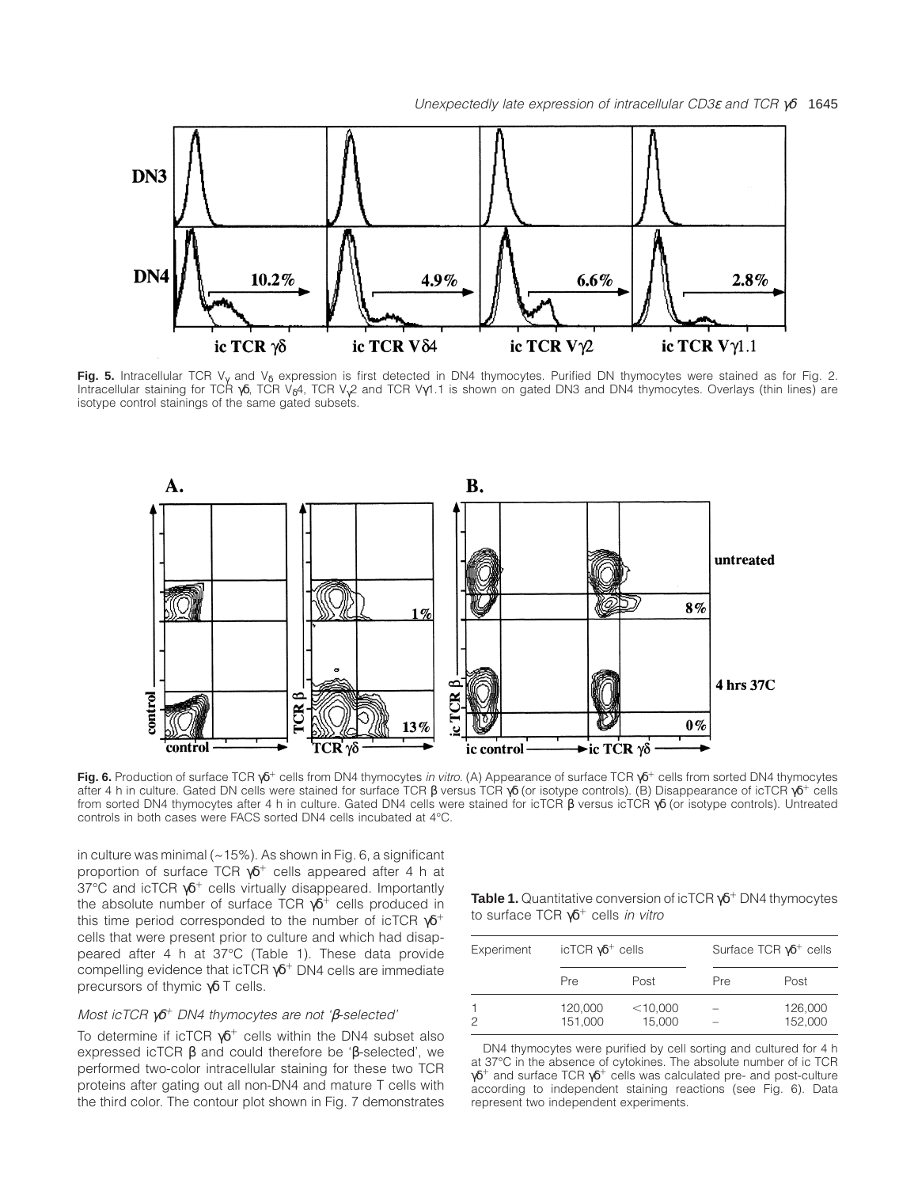DN3

DN4

10.2%

4.9%

6.6%

2.8%

ic TCR γδ

ic TCR Vδ4

ic TCR Vγ2

ic TCR Vγ1.1

**Fig. 5.** Intracellular TCR $V_\gamma$ and $V_\delta$ expression is first detected in DN4 thymocytes. Purified DN thymocytes were stained as for Fig. 2. Intracellular staining for TCR γδ, TCR $V_\delta$4, TCR $V_\gamma$2 and TCR Vγ1.1 is shown on gated DN3 and DN4 thymocytes. Overlays (thin lines) are isotype control stainings of the same gated subsets.

A.

B.

control

control

TCR β

TCR γδ

1%

13%

ic TCR β

ic control

ic TCR γδ

untreated

8%

4 hrs 37C

0%

**Fig. 6.** Production of surface TCR γδ$^+$ cells from DN4 thymocytes *in vitro*. (A) Appearance of surface TCR γδ$^+$ cells from sorted DN4 thymocytes after 4 h in culture. Gated DN cells were stained for surface TCR β versus TCR γδ (or isotype controls). (B) Disappearance of icTCR γδ$^+$ cells from sorted DN4 thymocytes after 4 h in culture. Gated DN4 cells were stained for icTCR β versus icTCR γδ (or isotype controls). Untreated controls in both cases were FACS sorted DN4 cells incubated at 4°C.

in culture was minimal (~15%). As shown in Fig. 6, a significant proportion of surface TCR γδ$^+$ cells appeared after 4 h at 37°C and icTCR γδ$^+$ cells virtually disappeared. Importantly the absolute number of surface TCR γδ$^+$ cells produced in this time period corresponded to the number of icTCR γδ$^+$ cells that were present prior to culture and which had disappeared after 4 h at 37°C (Table 1). These data provide compelling evidence that icTCR γδ$^+$ DN4 cells are immediate precursors of thymic γδ T cells.

### *Most icTCR γδ$^+$ DN4 thymocytes are not 'β-selected'*

To determine if icTCR γδ$^+$ cells within the DN4 subset also expressed icTCR β and could therefore be 'β-selected', we performed two-color intracellular staining for these two TCR proteins after gating out all non-DN4 and mature T cells with the third color. The contour plot shown in Fig. 7 demonstrates

**Table 1.** Quantitative conversion of icTCR γδ$^+$ DN4 thymocytes to surface TCR γδ$^+$ cells *in vitro*

| Experiment | icTCR γδ$^+$ cells | | Surface TCR γδ$^+$ cells | |
|---|---|---|---|---|
| | Pre | Post | Pre | Post |
| 1 | 120,000 | <10,000 | – | 126,000 |
| 2 | 151,000 | 15,000 | – | 152,000 |

DN4 thymocytes were purified by cell sorting and cultured for 4 h at 37°C in the absence of cytokines. The absolute number of ic TCR γδ$^+$ and surface TCR γδ$^+$ cells was calculated pre- and post-culture according to independent staining reactions (see Fig. 6). Data represent two independent experiments.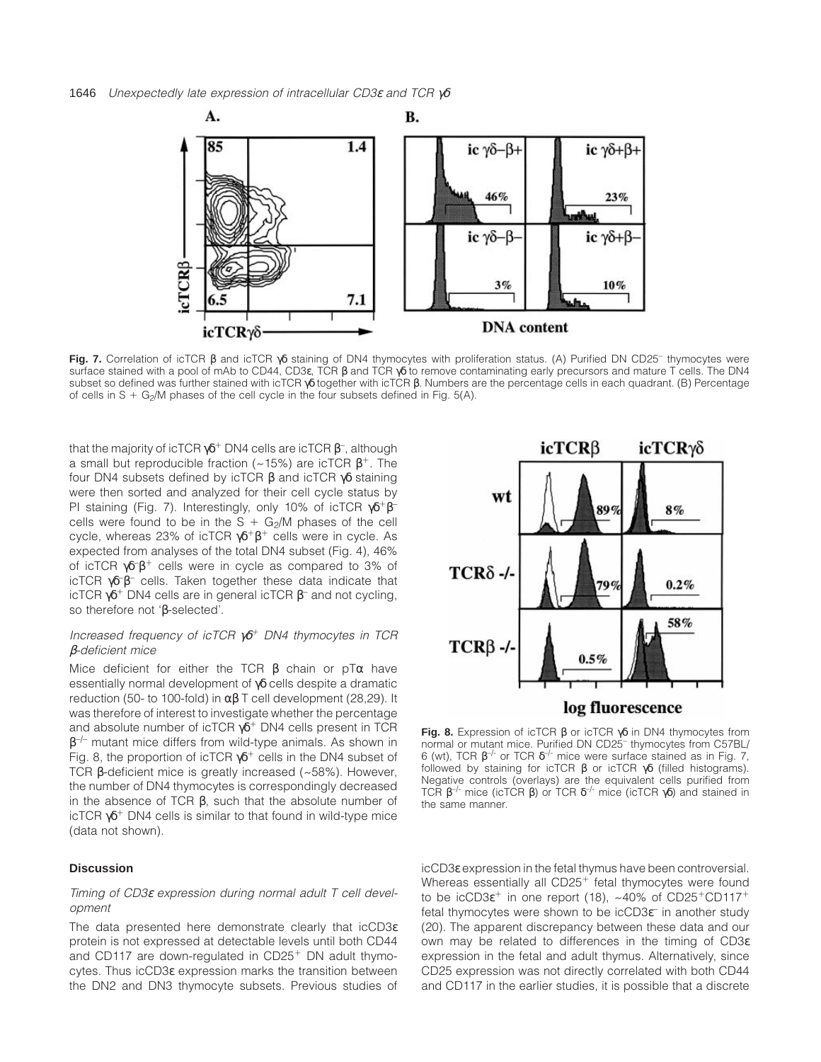A.

85 1.4

6.5 7.1

icTCRβ

icTCRγδ

B.

ic γδ−β+ 46%

ic γδ+β+ 23%

ic γδ−β− 3%

ic γδ+β− 10%

DNA content

**Fig. 7.** Correlation of icTCR β and icTCR γδ staining of DN4 thymocytes with proliferation status. (A) Purified DN CD25$^{-}$ thymocytes were surface stained with a pool of mAb to CD44, CD3ε, TCR β and TCR γδ to remove contaminating early precursors and mature T cells. The DN4 subset so defined was further stained with icTCR γδ together with icTCR β. Numbers are the percentage cells in each quadrant. (B) Percentage of cells in S + $G_2$/M phases of the cell cycle in the four subsets defined in Fig. 5(A).

that the majority of icTCR γδ$^{+}$ DN4 cells are icTCR β$^{-}$, although a small but reproducible fraction (~15%) are icTCR β$^{+}$. The four DN4 subsets defined by icTCR β and icTCR γδ staining were then sorted and analyzed for their cell cycle status by PI staining (Fig. 7). Interestingly, only 10% of icTCR γδ$^{+}$β$^{-}$ cells were found to be in the S + $G_2$/M phases of the cell cycle, whereas 23% of icTCR γδ$^{+}$β$^{+}$ cells were in cycle. As expected from analyses of the total DN4 subset (Fig. 4), 46% of icTCR γδ$^{-}$β$^{+}$ cells were in cycle as compared to 3% of icTCR γδ$^{-}$β$^{-}$ cells. Taken together these data indicate that icTCR γδ$^{+}$ DN4 cells are in general icTCR β$^{-}$ and not cycling, so therefore not 'β-selected'.

### *Increased frequency of icTCR γδ$^{+}$ DN4 thymocytes in TCR β-deficient mice*

Mice deficient for either the TCR β chain or pTα have essentially normal development of γδ cells despite a dramatic reduction (50- to 100-fold) in αβ T cell development (28,29). It was therefore of interest to investigate whether the percentage and absolute number of icTCR γδ$^{+}$ DN4 cells present in TCR β$^{-/-}$ mutant mice differs from wild-type animals. As shown in Fig. 8, the proportion of icTCR γδ$^{+}$ cells in the DN4 subset of TCR β-deficient mice is greatly increased (~58%). However, the number of DN4 thymocytes is correspondingly decreased in the absence of TCR β, such that the absolute number of icTCR γδ$^{+}$ DN4 cells is similar to that found in wild-type mice (data not shown).

icTCRβ icTCRγδ

wt 89% 8%

TCRδ -/- 79% 0.2%

TCRβ -/- 0.5% 58%

log fluorescence

**Fig. 8.** Expression of icTCR β or icTCR γδ in DN4 thymocytes from normal or mutant mice. Purified DN CD25$^{-}$ thymocytes from C57BL/6 (wt), TCR β$^{-/-}$ or TCR δ$^{-/-}$ mice were surface stained as in Fig. 7, followed by staining for icTCR β or icTCR γδ (filled histograms). Negative controls (overlays) are the equivalent cells purified from TCR β$^{-/-}$ mice (icTCR β) or TCR δ$^{-/-}$ mice (icTCR γδ) and stained in the same manner.

## Discussion

### *Timing of CD3ε expression during normal adult T cell development*

The data presented here demonstrate clearly that icCD3ε protein is not expressed at detectable levels until both CD44 and CD117 are down-regulated in CD25$^{+}$ DN adult thymocytes. Thus icCD3ε expression marks the transition between the DN2 and DN3 thymocyte subsets. Previous studies of icCD3ε expression in the fetal thymus have been controversial. Whereas essentially all CD25$^{+}$ fetal thymocytes were found to be icCD3ε$^{+}$ in one report (18), ~40% of CD25$^{+}$CD117$^{+}$ fetal thymocytes were shown to be icCD3ε$^{-}$ in another study (20). The apparent discrepancy between these data and our own may be related to differences in the timing of CD3ε expression in the fetal and adult thymus. Alternatively, since CD25 expression was not directly correlated with both CD44 and CD117 in the earlier studies, it is possible that a discrete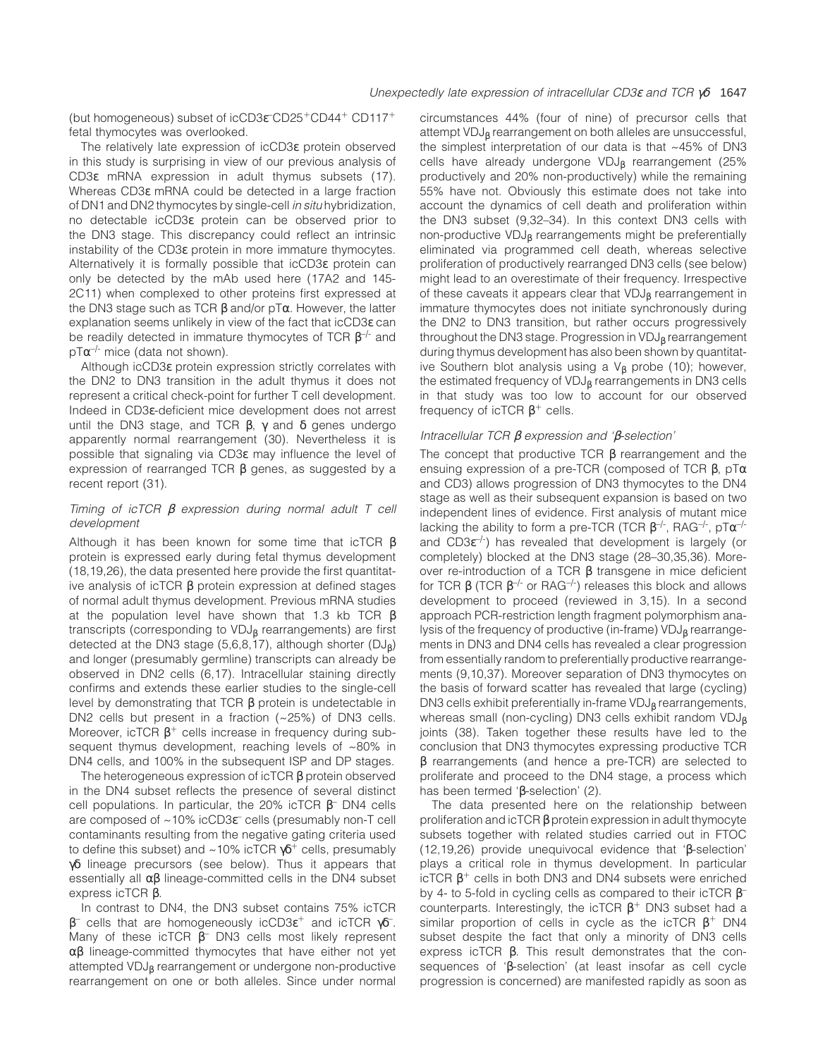(but homogeneous) subset of icCD3ε⁻CD25⁺CD44⁺ CD117⁺ fetal thymocytes was overlooked.

The relatively late expression of icCD3ε protein observed in this study is surprising in view of our previous analysis of CD3ε mRNA expression in adult thymus subsets (17). Whereas CD3ε mRNA could be detected in a large fraction of DN1 and DN2 thymocytes by single-cell *in situ* hybridization, no detectable icCD3ε protein can be observed prior to the DN3 stage. This discrepancy could reflect an intrinsic instability of the CD3ε protein in more immature thymocytes. Alternatively it is formally possible that icCD3ε protein can only be detected by the mAb used here (17A2 and 145-2C11) when complexed to other proteins first expressed at the DN3 stage such as TCR β and/or pTα. However, the latter explanation seems unlikely in view of the fact that icCD3ε can be readily detected in immature thymocytes of TCR $\beta^{-/-}$ and $pT\alpha^{-/-}$ mice (data not shown).

Although icCD3ε protein expression strictly correlates with the DN2 to DN3 transition in the adult thymus it does not represent a critical check-point for further T cell development. Indeed in CD3ε-deficient mice development does not arrest until the DN3 stage, and TCR β, γ and δ genes undergo apparently normal rearrangement (30). Nevertheless it is possible that signaling via CD3ε may influence the level of expression of rearranged TCR β genes, as suggested by a recent report (31).

### *Timing of icTCR β expression during normal adult T cell development*

Although it has been known for some time that icTCR β protein is expressed early during fetal thymus development (18,19,26), the data presented here provide the first quantitative analysis of icTCR β protein expression at defined stages of normal adult thymus development. Previous mRNA studies at the population level have shown that 1.3 kb TCR β transcripts (corresponding to $VDJ_\beta$ rearrangements) are first detected at the DN3 stage (5,6,8,17), although shorter ($DJ_\beta$) and longer (presumably germline) transcripts can already be observed in DN2 cells (6,17). Intracellular staining directly confirms and extends these earlier studies to the single-cell level by demonstrating that TCR β protein is undetectable in DN2 cells but present in a fraction (~25%) of DN3 cells. Moreover, icTCR β⁺ cells increase in frequency during subsequent thymus development, reaching levels of ~80% in DN4 cells, and 100% in the subsequent ISP and DP stages.

The heterogeneous expression of icTCR β protein observed in the DN4 subset reflects the presence of several distinct cell populations. In particular, the 20% icTCR β⁻ DN4 cells are composed of ~10% icCD3ε⁻ cells (presumably non-T cell contaminants resulting from the negative gating criteria used to define this subset) and ~10% icTCR γδ⁺ cells, presumably γδ lineage precursors (see below). Thus it appears that essentially all αβ lineage-committed cells in the DN4 subset express icTCR β.

In contrast to DN4, the DN3 subset contains 75% icTCR β⁻ cells that are homogeneously icCD3ε⁺ and icTCR γδ⁻. Many of these icTCR β⁻ DN3 cells most likely represent αβ lineage-committed thymocytes that have either not yet attempted $VDJ_\beta$ rearrangement or undergone non-productive rearrangement on one or both alleles. Since under normal circumstances 44% (four of nine) of precursor cells that attempt $VDJ_\beta$ rearrangement on both alleles are unsuccessful, the simplest interpretation of our data is that ~45% of DN3 cells have already undergone $VDJ_\beta$ rearrangement (25% productively and 20% non-productively) while the remaining 55% have not. Obviously this estimate does not take into account the dynamics of cell death and proliferation within the DN3 subset (9,32–34). In this context DN3 cells with non-productive $VDJ_\beta$ rearrangements might be preferentially eliminated via programmed cell death, whereas selective proliferation of productively rearranged DN3 cells (see below) might lead to an overestimate of their frequency. Irrespective of these caveats it appears clear that $VDJ_\beta$ rearrangement in immature thymocytes does not initiate synchronously during the DN2 to DN3 transition, but rather occurs progressively throughout the DN3 stage. Progression in $VDJ_\beta$ rearrangement during thymus development has also been shown by quantitative Southern blot analysis using a $V_\beta$ probe (10); however, the estimated frequency of $VDJ_\beta$ rearrangements in DN3 cells in that study was too low to account for our observed frequency of icTCR β⁺ cells.

### *Intracellular TCR β expression and 'β-selection'*

The concept that productive TCR β rearrangement and the ensuing expression of a pre-TCR (composed of TCR β, pTα and CD3) allows progression of DN3 thymocytes to the DN4 stage as well as their subsequent expansion is based on two independent lines of evidence. First analysis of mutant mice lacking the ability to form a pre-TCR (TCR $\beta^{-/-}$, $RAG^{-/-}$, $pT\alpha^{-/-}$ and $CD3\varepsilon^{-/-}$) has revealed that development is largely (or completely) blocked at the DN3 stage (28–30,35,36). Moreover re-introduction of a TCR β transgene in mice deficient for TCR β (TCR $\beta^{-/-}$ or $RAG^{-/-}$) releases this block and allows development to proceed (reviewed in 3,15). In a second approach PCR-restriction length fragment polymorphism analysis of the frequency of productive (in-frame) $VDJ_\beta$ rearrangements in DN3 and DN4 cells has revealed a clear progression from essentially random to preferentially productive rearrangements (9,10,37). Moreover separation of DN3 thymocytes on the basis of forward scatter has revealed that large (cycling) DN3 cells exhibit preferentially in-frame $VDJ_\beta$ rearrangements, whereas small (non-cycling) DN3 cells exhibit random $VDJ_\beta$ joints (38). Taken together these results have led to the conclusion that DN3 thymocytes expressing productive TCR β rearrangements (and hence a pre-TCR) are selected to proliferate and proceed to the DN4 stage, a process which has been termed 'β-selection' (2).

The data presented here on the relationship between proliferation and icTCR β protein expression in adult thymocyte subsets together with related studies carried out in FTOC (12,19,26) provide unequivocal evidence that 'β-selection' plays a critical role in thymus development. In particular icTCR β⁺ cells in both DN3 and DN4 subsets were enriched by 4- to 5-fold in cycling cells as compared to their icTCR β⁻ counterparts. Interestingly, the icTCR β⁺ DN3 subset had a similar proportion of cells in cycle as the icTCR β⁺ DN4 subset despite the fact that only a minority of DN3 cells express icTCR β. This result demonstrates that the consequences of 'β-selection' (at least insofar as cell cycle progression is concerned) are manifested rapidly as soon as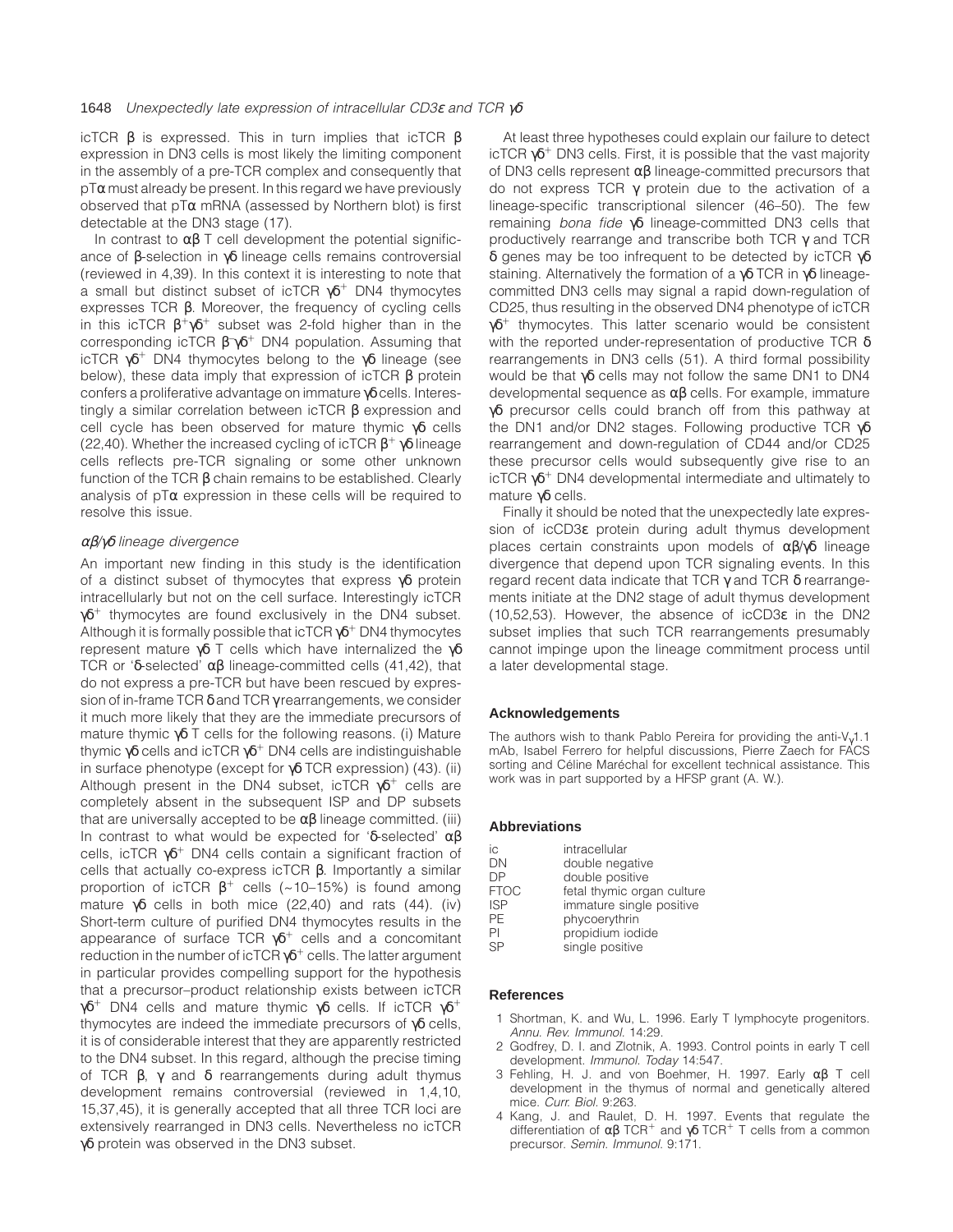icTCR β is expressed. This in turn implies that icTCR β expression in DN3 cells is most likely the limiting component in the assembly of a pre-TCR complex and consequently that pTα must already be present. In this regard we have previously observed that pTα mRNA (assessed by Northern blot) is first detectable at the DN3 stage (17).

In contrast to αβ T cell development the potential significance of β-selection in γδ lineage cells remains controversial (reviewed in 4,39). In this context it is interesting to note that a small but distinct subset of icTCR $\gamma\delta^+$ DN4 thymocytes expresses TCR β. Moreover, the frequency of cycling cells in this icTCR $\beta^+\gamma\delta^+$ subset was 2-fold higher than in the corresponding icTCR $\beta^-\gamma\delta^+$ DN4 population. Assuming that icTCR $\gamma\delta^+$ DN4 thymocytes belong to the γδ lineage (see below), these data imply that expression of icTCR β protein confers a proliferative advantage on immature γδ cells. Interestingly a similar correlation between icTCR β expression and cell cycle has been observed for mature thymic γδ cells (22,40). Whether the increased cycling of icTCR $\beta^+$ γδ lineage cells reflects pre-TCR signaling or some other unknown function of the TCR β chain remains to be established. Clearly analysis of pTα expression in these cells will be required to resolve this issue.

### *αβ/γδ lineage divergence*

An important new finding in this study is the identification of a distinct subset of thymocytes that express γδ protein intracellularly but not on the cell surface. Interestingly icTCR $\gamma\delta^+$ thymocytes are found exclusively in the DN4 subset. Although it is formally possible that icTCR $\gamma\delta^+$ DN4 thymocytes represent mature γδ T cells which have internalized the γδ TCR or 'δ-selected' αβ lineage-committed cells (41,42), that do not express a pre-TCR but have been rescued by expression of in-frame TCR δ and TCR γ rearrangements, we consider it much more likely that they are the immediate precursors of mature thymic γδ T cells for the following reasons. (i) Mature thymic γδ cells and icTCR $\gamma\delta^+$ DN4 cells are indistinguishable in surface phenotype (except for γδ TCR expression) (43). (ii) Although present in the DN4 subset, icTCR $\gamma\delta^+$ cells are completely absent in the subsequent ISP and DP subsets that are universally accepted to be αβ lineage committed. (iii) In contrast to what would be expected for 'δ-selected' αβ cells, icTCR $\gamma\delta^+$ DN4 cells contain a significant fraction of cells that actually co-express icTCR β. Importantly a similar proportion of icTCR $\beta^+$ cells (~10–15%) is found among mature γδ cells in both mice (22,40) and rats (44). (iv) Short-term culture of purified DN4 thymocytes results in the appearance of surface TCR $\gamma\delta^+$ cells and a concomitant reduction in the number of icTCR $\gamma\delta^+$ cells. The latter argument in particular provides compelling support for the hypothesis that a precursor–product relationship exists between icTCR $\gamma\delta^+$ DN4 cells and mature thymic γδ cells. If icTCR $\gamma\delta^+$ thymocytes are indeed the immediate precursors of γδ cells, it is of considerable interest that they are apparently restricted to the DN4 subset. In this regard, although the precise timing of TCR β, γ and δ rearrangements during adult thymus development remains controversial (reviewed in 1,4,10, 15,37,45), it is generally accepted that all three TCR loci are extensively rearranged in DN3 cells. Nevertheless no icTCR γδ protein was observed in the DN3 subset.

At least three hypotheses could explain our failure to detect icTCR $\gamma\delta^+$ DN3 cells. First, it is possible that the vast majority of DN3 cells represent αβ lineage-committed precursors that do not express TCR γ protein due to the activation of a lineage-specific transcriptional silencer (46–50). The few remaining *bona fide* γδ lineage-committed DN3 cells that productively rearrange and transcribe both TCR γ and TCR δ genes may be too infrequent to be detected by icTCR γδ staining. Alternatively the formation of a γδ TCR in γδ lineage-committed DN3 cells may signal a rapid down-regulation of CD25, thus resulting in the observed DN4 phenotype of icTCR $\gamma\delta^+$ thymocytes. This latter scenario would be consistent with the reported under-representation of productive TCR δ rearrangements in DN3 cells (51). A third formal possibility would be that γδ cells may not follow the same DN1 to DN4 developmental sequence as αβ cells. For example, immature γδ precursor cells could branch off from this pathway at the DN1 and/or DN2 stages. Following productive TCR γδ rearrangement and down-regulation of CD44 and/or CD25 these precursor cells would subsequently give rise to an icTCR $\gamma\delta^+$ DN4 developmental intermediate and ultimately to mature γδ cells.

Finally it should be noted that the unexpectedly late expression of icCD3ε protein during adult thymus development places certain constraints upon models of αβ/γδ lineage divergence that depend upon TCR signaling events. In this regard recent data indicate that TCR γ and TCR δ rearrangements initiate at the DN2 stage of adult thymus development (10,52,53). However, the absence of icCD3ε in the DN2 subset implies that such TCR rearrangements presumably cannot impinge upon the lineage commitment process until a later developmental stage.

## Acknowledgements

The authors wish to thank Pablo Pereira for providing the anti-$V_\gamma$1.1 mAb, Isabel Ferrero for helpful discussions, Pierre Zaech for FACS sorting and Céline Maréchal for excellent technical assistance. This work was in part supported by a HFSP grant (A. W.).

## Abbreviations

| | |
|---|---|
| ic | intracellular |
| DN | double negative |
| DP | double positive |
| FTOC | fetal thymic organ culture |
| ISP | immature single positive |
| PE | phycoerythrin |
| PI | propidium iodide |
| SP | single positive |

## References

1. Shortman, K. and Wu, L. 1996. Early T lymphocyte progenitors. *Annu. Rev. Immunol.* 14:29.
2. Godfrey, D. I. and Zlotnik, A. 1993. Control points in early T cell development. *Immunol. Today* 14:547.
3. Fehling, H. J. and von Boehmer, H. 1997. Early αβ T cell development in the thymus of normal and genetically altered mice. *Curr. Biol.* 9:263.
4. Kang, J. and Raulet, D. H. 1997. Events that regulate the differentiation of αβ $TCR^+$ and γδ $TCR^+$ T cells from a common precursor. *Semin. Immunol.* 9:171.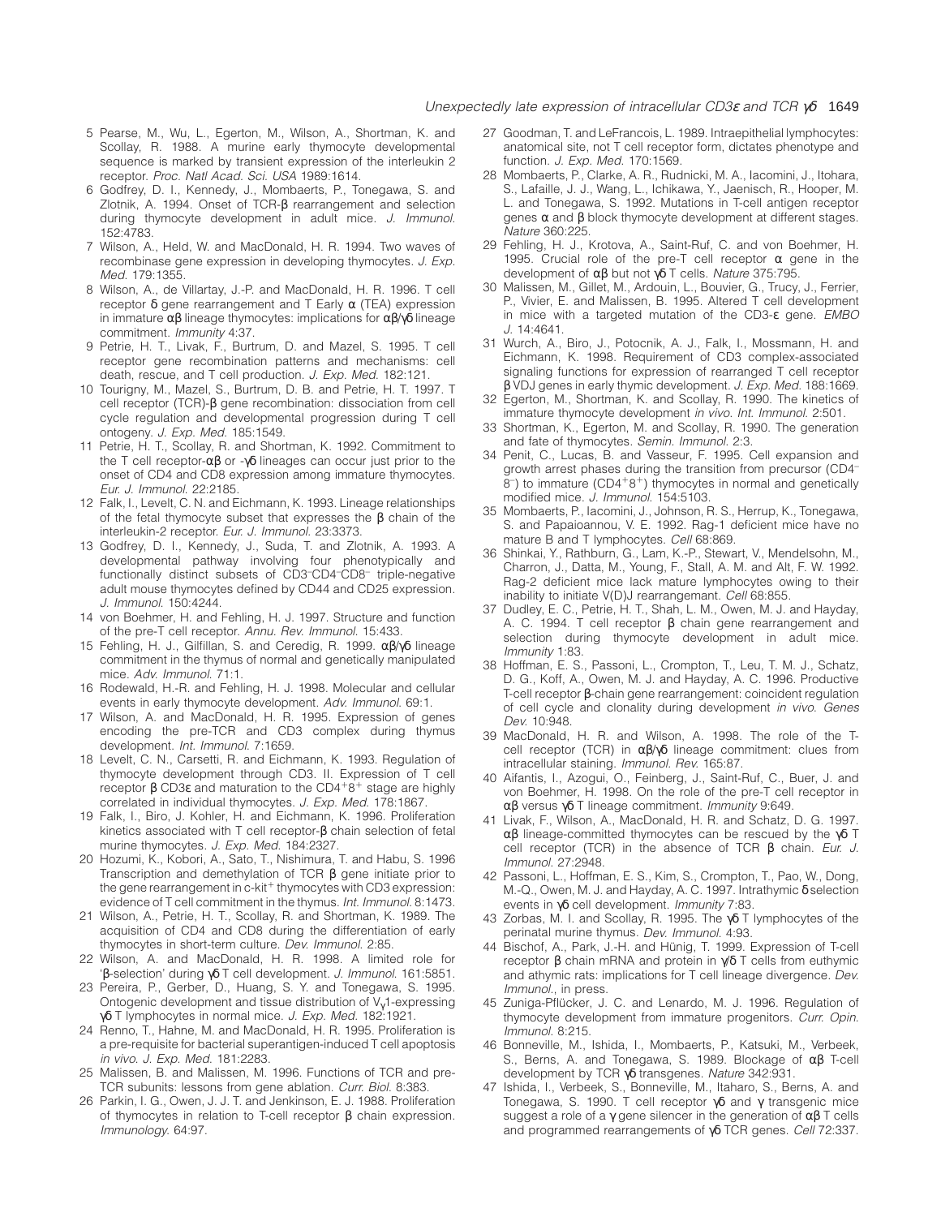5 Pearse, M., Wu, L., Egerton, M., Wilson, A., Shortman, K. and Scollay, R. 1988. A murine early thymocyte developmental sequence is marked by transient expression of the interleukin 2 receptor. *Proc. Natl Acad. Sci. USA* 1989:1614.

6 Godfrey, D. I., Kennedy, J., Mombaerts, P., Tonegawa, S. and Zlotnik, A. 1994. Onset of TCR-β rearrangement and selection during thymocyte development in adult mice. *J. Immunol.* 152:4783.

7 Wilson, A., Held, W. and MacDonald, H. R. 1994. Two waves of recombinase gene expression in developing thymocytes. *J. Exp. Med.* 179:1355.

8 Wilson, A., de Villartay, J.-P. and MacDonald, H. R. 1996. T cell receptor δ gene rearrangement and T Early α (TEA) expression in immature αβ lineage thymocytes: implications for αβ/γδ lineage commitment. *Immunity* 4:37.

9 Petrie, H. T., Livak, F., Burtrum, D. and Mazel, S. 1995. T cell receptor gene recombination patterns and mechanisms: cell death, rescue, and T cell production. *J. Exp. Med.* 182:121.

10 Tourigny, M., Mazel, S., Burtrum, D. B. and Petrie, H. T. 1997. T cell receptor (TCR)-β gene recombination: dissociation from cell cycle regulation and developmental progression during T cell ontogeny. *J. Exp. Med.* 185:1549.

11 Petrie, H. T., Scollay, R. and Shortman, K. 1992. Commitment to the T cell receptor-αβ or -γδ lineages can occur just prior to the onset of CD4 and CD8 expression among immature thymocytes. *Eur. J. Immunol.* 22:2185.

12 Falk, I., Levelt, C. N. and Eichmann, K. 1993. Lineage relationships of the fetal thymocyte subset that expresses the β chain of the interleukin-2 receptor. *Eur. J. Immunol.* 23:3373.

13 Godfrey, D. I., Kennedy, J., Suda, T. and Zlotnik, A. 1993. A developmental pathway involving four phenotypically and functionally distinct subsets of $CD3^-CD4^-CD8^-$ triple-negative adult mouse thymocytes defined by CD44 and CD25 expression. *J. Immunol.* 150:4244.

14 von Boehmer, H. and Fehling, H. J. 1997. Structure and function of the pre-T cell receptor. *Annu. Rev. Immunol.* 15:433.

15 Fehling, H. J., Gilfillan, S. and Ceredig, R. 1999. αβ/γδ lineage commitment in the thymus of normal and genetically manipulated mice. *Adv. Immunol.* 71:1.

16 Rodewald, H.-R. and Fehling, H. J. 1998. Molecular and cellular events in early thymocyte development. *Adv. Immunol.* 69:1.

17 Wilson, A. and MacDonald, H. R. 1995. Expression of genes encoding the pre-TCR and CD3 complex during thymus development. *Int. Immunol.* 7:1659.

18 Levelt, C. N., Carsetti, R. and Eichmann, K. 1993. Regulation of thymocyte development through CD3. II. Expression of T cell receptor β CD3ε and maturation to the $CD4^+8^+$ stage are highly correlated in individual thymocytes. *J. Exp. Med.* 178:1867.

19 Falk, I., Biro, J. Kohler, H. and Eichmann, K. 1996. Proliferation kinetics associated with T cell receptor-β chain selection of fetal murine thymocytes. *J. Exp. Med.* 184:2327.

20 Hozumi, K., Kobori, A., Sato, T., Nishimura, T. and Habu, S. 1996 Transcription and demethylation of TCR β gene initiate prior to the gene rearrangement in c-kit$^+$ thymocytes with CD3 expression: evidence of T cell commitment in the thymus. *Int. Immunol.* 8:1473.

21 Wilson, A., Petrie, H. T., Scollay, R. and Shortman, K. 1989. The acquisition of CD4 and CD8 during the differentiation of early thymocytes in short-term culture. *Dev. Immunol.* 2:85.

22 Wilson, A. and MacDonald, H. R. 1998. A limited role for 'β-selection' during γδ T cell development. *J. Immunol.* 161:5851.

23 Pereira, P., Gerber, D., Huang, S. Y. and Tonegawa, S. 1995. Ontogenic development and tissue distribution of $V_{\gamma}1$-expressing γδ T lymphocytes in normal mice. *J. Exp. Med.* 182:1921.

24 Renno, T., Hahne, M. and MacDonald, H. R. 1995. Proliferation is a pre-requisite for bacterial superantigen-induced T cell apoptosis *in vivo*. *J. Exp. Med.* 181:2283.

25 Malissen, B. and Malissen, M. 1996. Functions of TCR and pre-TCR subunits: lessons from gene ablation. *Curr. Biol.* 8:383.

26 Parkin, I. G., Owen, J. J. T. and Jenkinson, E. J. 1988. Proliferation of thymocytes in relation to T-cell receptor β chain expression. *Immunology.* 64:97.

27 Goodman, T. and LeFrancois, L. 1989. Intraepithelial lymphocytes: anatomical site, not T cell receptor form, dictates phenotype and function. *J. Exp. Med.* 170:1569.

28 Mombaerts, P., Clarke, A. R., Rudnicki, M. A., Iacomini, J., Itohara, S., Lafaille, J. J., Wang, L., Ichikawa, Y., Jaenisch, R., Hooper, M. L. and Tonegawa, S. 1992. Mutations in T-cell antigen receptor genes α and β block thymocyte development at different stages. *Nature* 360:225.

29 Fehling, H. J., Krotova, A., Saint-Ruf, C. and von Boehmer, H. 1995. Crucial role of the pre-T cell receptor α gene in the development of αβ but not γδ T cells. *Nature* 375:795.

30 Malissen, M., Gillet, M., Ardouin, L., Bouvier, G., Trucy, J., Ferrier, P., Vivier, E. and Malissen, B. 1995. Altered T cell development in mice with a targeted mutation of the CD3-ε gene. *EMBO J.* 14:4641.

31 Wurch, A., Biro, J., Potocnik, A. J., Falk, I., Mossmann, H. and Eichmann, K. 1998. Requirement of CD3 complex-associated signaling functions for expression of rearranged T cell receptor β VDJ genes in early thymic development. *J. Exp. Med.* 188:1669.

32 Egerton, M., Shortman, K. and Scollay, R. 1990. The kinetics of immature thymocyte development *in vivo*. *Int. Immunol.* 2:501.

33 Shortman, K., Egerton, M. and Scollay, R. 1990. The generation and fate of thymocytes. *Semin. Immunol.* 2:3.

34 Penit, C., Lucas, B. and Vasseur, F. 1995. Cell expansion and growth arrest phases during the transition from precursor ($CD4^-8^-$) to immature ($CD4^+8^+$) thymocytes in normal and genetically modified mice. *J. Immunol.* 154:5103.

35 Mombaerts, P., Iacomini, J., Johnson, R. S., Herrup, K., Tonegawa, S. and Papaioannou, V. E. 1992. Rag-1 deficient mice have no mature B and T lymphocytes. *Cell* 68:869.

36 Shinkai, Y., Rathburn, G., Lam, K.-P., Stewart, V., Mendelsohn, M., Charron, J., Datta, M., Young, F., Stall, A. M. and Alt, F. W. 1992. Rag-2 deficient mice lack mature lymphocytes owing to their inability to initiate V(D)J rearrangemant. *Cell* 68:855.

37 Dudley, E. C., Petrie, H. T., Shah, L. M., Owen, M. J. and Hayday, A. C. 1994. T cell receptor β chain gene rearrangement and selection during thymocyte development in adult mice. *Immunity* 1:83.

38 Hoffman, E. S., Passoni, L., Crompton, T., Leu, T. M. J., Schatz, D. G., Koff, A., Owen, M. J. and Hayday, A. C. 1996. Productive T-cell receptor β-chain gene rearrangement: coincident regulation of cell cycle and clonality during development *in vivo*. *Genes Dev.* 10:948.

39 MacDonald, H. R. and Wilson, A. 1998. The role of the T-cell receptor (TCR) in αβ/γδ lineage commitment: clues from intracellular staining. *Immunol. Rev.* 165:87.

40 Aifantis, I., Azogui, O., Feinberg, J., Saint-Ruf, C., Buer, J. and von Boehmer, H. 1998. On the role of the pre-T cell receptor in αβ versus γδ T lineage commitment. *Immunity* 9:649.

41 Livak, F., Wilson, A., MacDonald, H. R. and Schatz, D. G. 1997. αβ lineage-committed thymocytes can be rescued by the γδ T cell receptor (TCR) in the absence of TCR β chain. *Eur. J. Immunol.* 27:2948.

42 Passoni, L., Hoffman, E. S., Kim, S., Crompton, T., Pao, W., Dong, M.-Q., Owen, M. J. and Hayday, A. C. 1997. Intrathymic δ selection events in γδ cell development. *Immunity* 7:83.

43 Zorbas, M. I. and Scollay, R. 1995. The γδ T lymphocytes of the perinatal murine thymus. *Dev. Immunol.* 4:93.

44 Bischof, A., Park, J.-H. and Hünig, T. 1999. Expression of T-cell receptor β chain mRNA and protein in γ/δ T cells from euthymic and athymic rats: implications for T cell lineage divergence. *Dev. Immunol.*, in press.

45 Zuniga-Pflücker, J. C. and Lenardo, M. J. 1996. Regulation of thymocyte development from immature progenitors. *Curr. Opin. Immunol.* 8:215.

46 Bonneville, M., Ishida, I., Mombaerts, P., Katsuki, M., Verbeek, S., Berns, A. and Tonegawa, S. 1989. Blockage of αβ T-cell development by TCR γδ transgenes. *Nature* 342:931.

47 Ishida, I., Verbeek, S., Bonneville, M., Itaharo, S., Berns, A. and Tonegawa, S. 1990. T cell receptor γδ and γ transgenic mice suggest a role of a γ gene silencer in the generation of αβ T cells and programmed rearrangements of γδ TCR genes. *Cell* 72:337.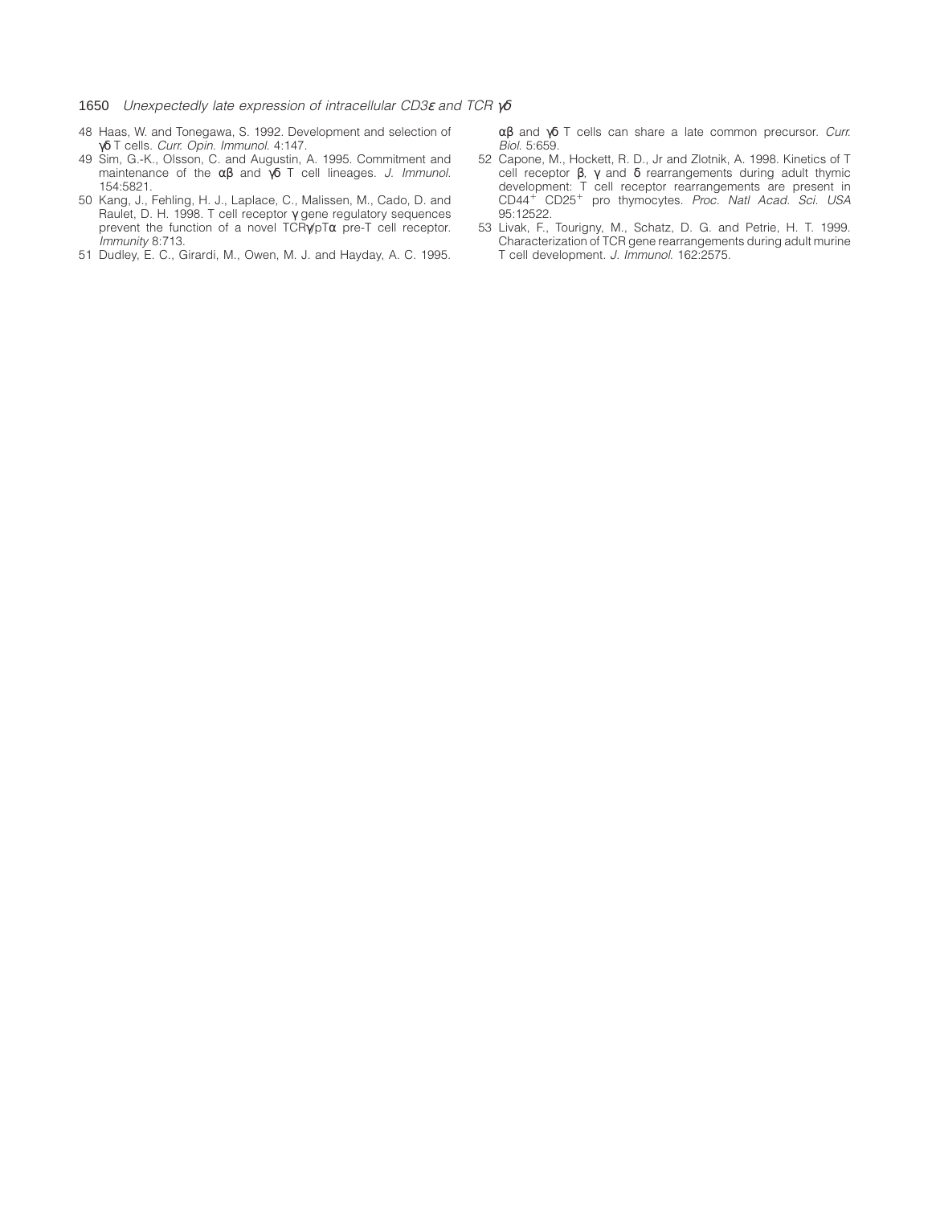48 Haas, W. and Tonegawa, S. 1992. Development and selection of γδ T cells. *Curr. Opin. Immunol.* 4:147.

49 Sim, G.-K., Olsson, C. and Augustin, A. 1995. Commitment and maintenance of the αβ and γδ T cell lineages. *J. Immunol.* 154:5821.

50 Kang, J., Fehling, H. J., Laplace, C., Malissen, M., Cado, D. and Raulet, D. H. 1998. T cell receptor γ gene regulatory sequences prevent the function of a novel TCRγ/pTα pre-T cell receptor. *Immunity* 8:713.

51 Dudley, E. C., Girardi, M., Owen, M. J. and Hayday, A. C. 1995. αβ and γδ T cells can share a late common precursor. *Curr. Biol.* 5:659.

52 Capone, M., Hockett, R. D., Jr and Zlotnik, A. 1998. Kinetics of T cell receptor β, γ and δ rearrangements during adult thymic development: T cell receptor rearrangements are present in $CD44^+$ $CD25^+$ pro thymocytes. *Proc. Natl Acad. Sci. USA* 95:12522.

53 Livak, F., Tourigny, M., Schatz, D. G. and Petrie, H. T. 1999. Characterization of TCR gene rearrangements during adult murine T cell development. *J. Immunol.* 162:2575.